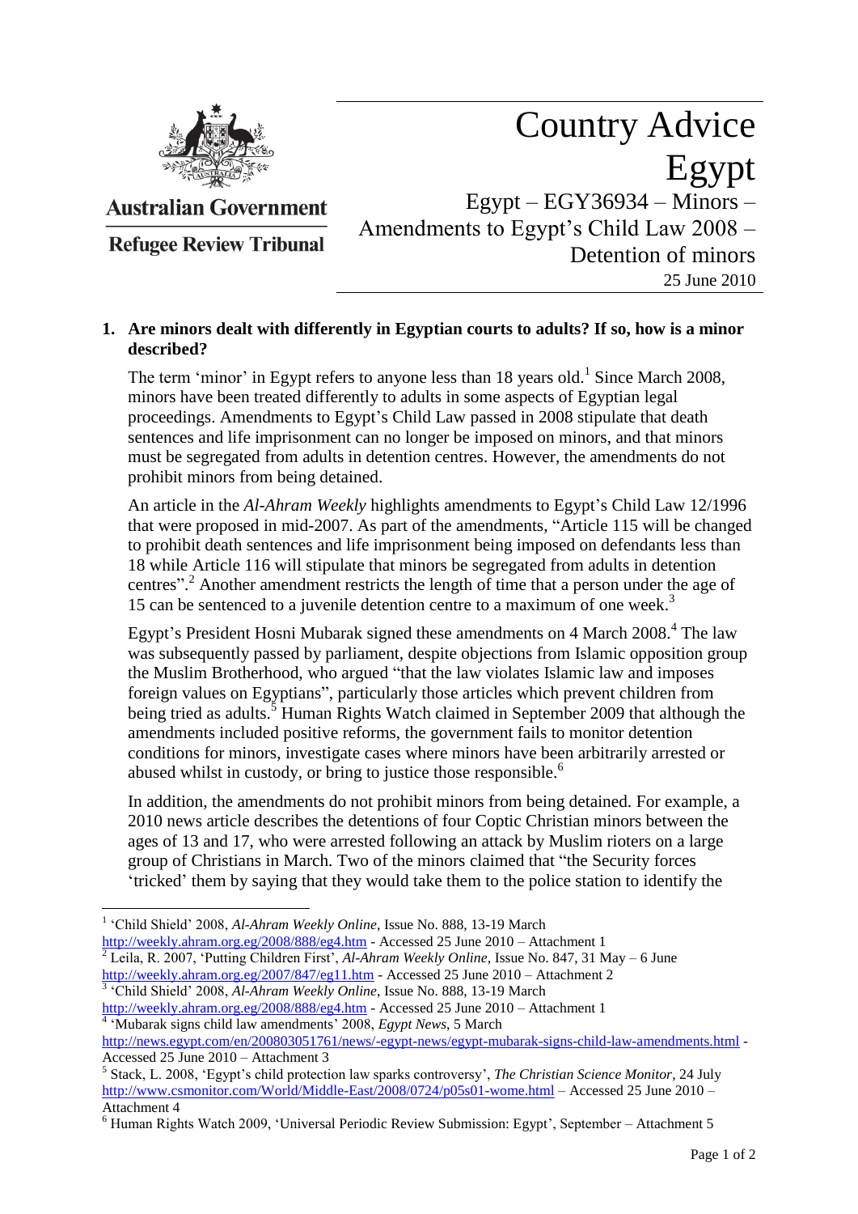Australian Government

Refugee Review Tribunal

# Country Advice Egypt

Egypt – EGY36934 – Minors – Amendments to Egypt's Child Law 2008 – Detention of minors

25 June 2010

**1. Are minors dealt with differently in Egyptian courts to adults? If so, how is a minor described?**

The term 'minor' in Egypt refers to anyone less than 18 years old.[1] Since March 2008, minors have been treated differently to adults in some aspects of Egyptian legal proceedings. Amendments to Egypt's Child Law passed in 2008 stipulate that death sentences and life imprisonment can no longer be imposed on minors, and that minors must be segregated from adults in detention centres. However, the amendments do not prohibit minors from being detained.

An article in the *Al-Ahram Weekly* highlights amendments to Egypt's Child Law 12/1996 that were proposed in mid-2007. As part of the amendments, "Article 115 will be changed to prohibit death sentences and life imprisonment being imposed on defendants less than 18 while Article 116 will stipulate that minors be segregated from adults in detention centres".[2] Another amendment restricts the length of time that a person under the age of 15 can be sentenced to a juvenile detention centre to a maximum of one week.[3]

Egypt's President Hosni Mubarak signed these amendments on 4 March 2008.[4] The law was subsequently passed by parliament, despite objections from Islamic opposition group the Muslim Brotherhood, who argued "that the law violates Islamic law and imposes foreign values on Egyptians", particularly those articles which prevent children from being tried as adults.[5] Human Rights Watch claimed in September 2009 that although the amendments included positive reforms, the government fails to monitor detention conditions for minors, investigate cases where minors have been arbitrarily arrested or abused whilst in custody, or bring to justice those responsible.[6]

In addition, the amendments do not prohibit minors from being detained. For example, a 2010 news article describes the detentions of four Coptic Christian minors between the ages of 13 and 17, who were arrested following an attack by Muslim rioters on a large group of Christians in March. Two of the minors claimed that "the Security forces 'tricked' them by saying that they would take them to the police station to identify the

---

[1] 'Child Shield' 2008, *Al-Ahram Weekly Online*, Issue No. 888, 13-19 March http://weekly.ahram.org.eg/2008/888/eg4.htm - Accessed 25 June 2010 – Attachment 1

[2] Leila, R. 2007, 'Putting Children First', *Al-Ahram Weekly Online*, Issue No. 847, 31 May – 6 June http://weekly.ahram.org.eg/2007/847/eg11.htm - Accessed 25 June 2010 – Attachment 2

[3] 'Child Shield' 2008, *Al-Ahram Weekly Online*, Issue No. 888, 13-19 March http://weekly.ahram.org.eg/2008/888/eg4.htm - Accessed 25 June 2010 – Attachment 1

[4] 'Mubarak signs child law amendments' 2008, *Egypt News*, 5 March http://news.egypt.com/en/200803051761/news/-egypt-news/egypt-mubarak-signs-child-law-amendments.html - Accessed 25 June 2010 – Attachment 3

[5] Stack, L. 2008, 'Egypt's child protection law sparks controversy', *The Christian Science Monitor*, 24 July http://www.csmonitor.com/World/Middle-East/2008/0724/p05s01-wome.html – Accessed 25 June 2010 – Attachment 4

[6] Human Rights Watch 2009, 'Universal Periodic Review Submission: Egypt', September – Attachment 5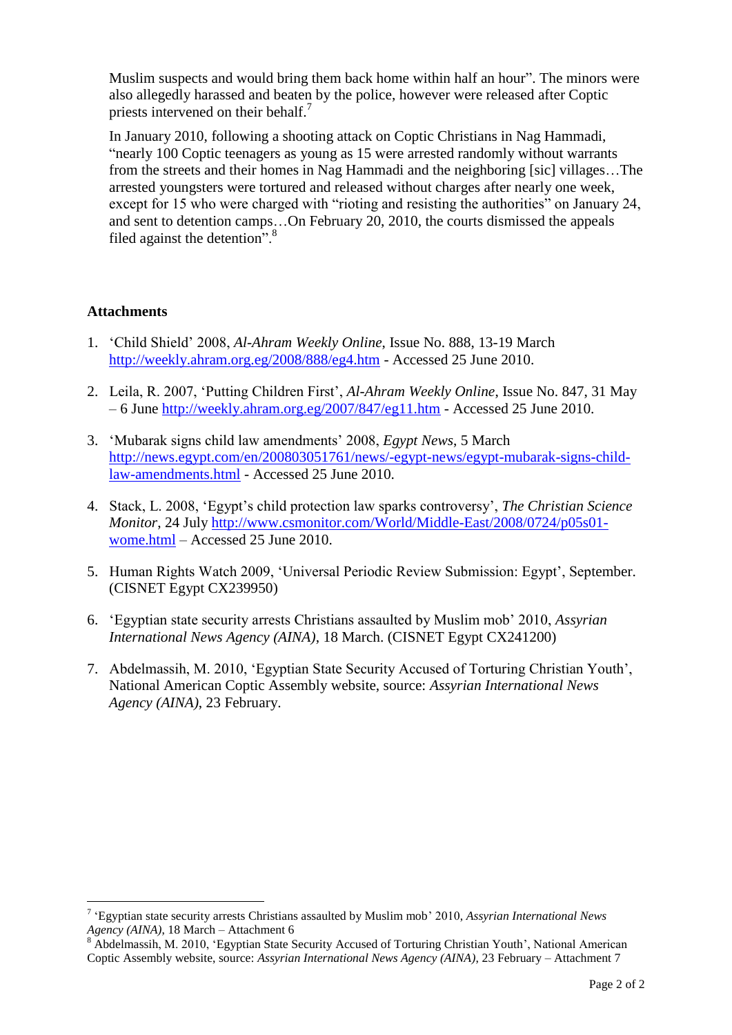Muslim suspects and would bring them back home within half an hour". The minors were also allegedly harassed and beaten by the police, however were released after Coptic priests intervened on their behalf.[7]

In January 2010, following a shooting attack on Coptic Christians in Nag Hammadi, "nearly 100 Coptic teenagers as young as 15 were arrested randomly without warrants from the streets and their homes in Nag Hammadi and the neighboring [sic] villages…The arrested youngsters were tortured and released without charges after nearly one week, except for 15 who were charged with "rioting and resisting the authorities" on January 24, and sent to detention camps…On February 20, 2010, the courts dismissed the appeals filed against the detention".[8]

### Attachments

1. 'Child Shield' 2008, *Al-Ahram Weekly Online*, Issue No. 888, 13-19 March http://weekly.ahram.org.eg/2008/888/eg4.htm - Accessed 25 June 2010.

2. Leila, R. 2007, 'Putting Children First', *Al-Ahram Weekly Online*, Issue No. 847, 31 May – 6 June http://weekly.ahram.org.eg/2007/847/eg11.htm - Accessed 25 June 2010.

3. 'Mubarak signs child law amendments' 2008, *Egypt News*, 5 March http://news.egypt.com/en/200803051761/news/-egypt-news/egypt-mubarak-signs-child-law-amendments.html - Accessed 25 June 2010.

4. Stack, L. 2008, 'Egypt's child protection law sparks controversy', *The Christian Science Monitor*, 24 July http://www.csmonitor.com/World/Middle-East/2008/0724/p05s01-wome.html – Accessed 25 June 2010.

5. Human Rights Watch 2009, 'Universal Periodic Review Submission: Egypt', September. (CISNET Egypt CX239950)

6. 'Egyptian state security arrests Christians assaulted by Muslim mob' 2010, *Assyrian International News Agency (AINA)*, 18 March. (CISNET Egypt CX241200)

7. Abdelmassih, M. 2010, 'Egyptian State Security Accused of Torturing Christian Youth', National American Coptic Assembly website, source: *Assyrian International News Agency (AINA)*, 23 February.

---

[7] 'Egyptian state security arrests Christians assaulted by Muslim mob' 2010, *Assyrian International News Agency (AINA)*, 18 March – Attachment 6

[8] Abdelmassih, M. 2010, 'Egyptian State Security Accused of Torturing Christian Youth', National American Coptic Assembly website, source: *Assyrian International News Agency (AINA)*, 23 February – Attachment 7